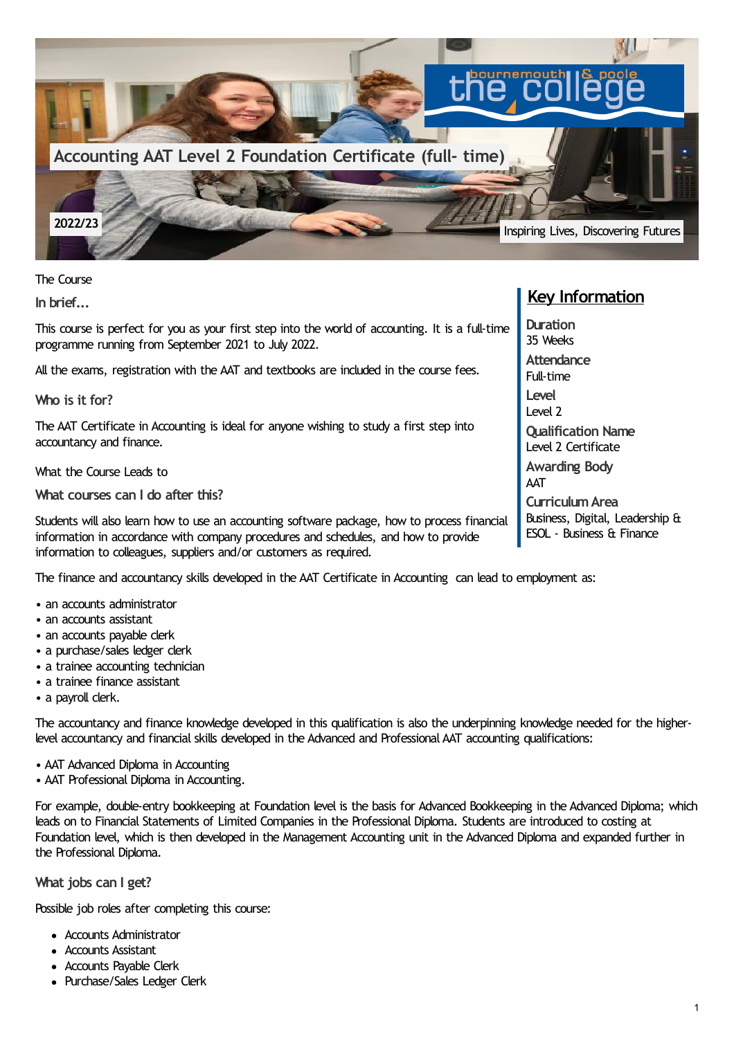# Accounting AAT Level 2 Foundation Certificate (full- time)

2022/23

Inspiring Lives, Discovering Futures

## Key Information

**Duration**
35 Weeks

**Attendance**
Full-time

**Level**
Level 2

**Qualification Name**
Level 2 Certificate

**Awarding Body**
AAT

**Curriculum Area**
Business, Digital, Leadership & ESOL - Business & Finance

## The Course

### In brief...

This course is perfect for you as your first step into the world of accounting. It is a full-time programme running from September 2021 to July 2022.

All the exams, registration with the AAT and textbooks are included in the course fees.

### Who is it for?

The AAT Certificate in Accounting is ideal for anyone wishing to study a first step into accountancy and finance.

## What the Course Leads to

### What courses can I do after this?

Students will also learn how to use an accounting software package, how to process financial information in accordance with company procedures and schedules, and how to provide information to colleagues, suppliers and/or customers as required.

The finance and accountancy skills developed in the AAT Certificate in Accounting can lead to employment as:

- an accounts administrator
- an accounts assistant
- an accounts payable clerk
- a purchase/sales ledger clerk
- a trainee accounting technician
- a trainee finance assistant
- a payroll clerk.

The accountancy and finance knowledge developed in this qualification is also the underpinning knowledge needed for the higher-level accountancy and financial skills developed in the Advanced and Professional AAT accounting qualifications:

- AAT Advanced Diploma in Accounting
- AAT Professional Diploma in Accounting.

For example, double-entry bookkeeping at Foundation level is the basis for Advanced Bookkeeping in the Advanced Diploma; which leads on to Financial Statements of Limited Companies in the Professional Diploma. Students are introduced to costing at Foundation level, which is then developed in the Management Accounting unit in the Advanced Diploma and expanded further in the Professional Diploma.

### What jobs can I get?

Possible job roles after completing this course:

- Accounts Administrator
- Accounts Assistant
- Accounts Payable Clerk
- Purchase/Sales Ledger Clerk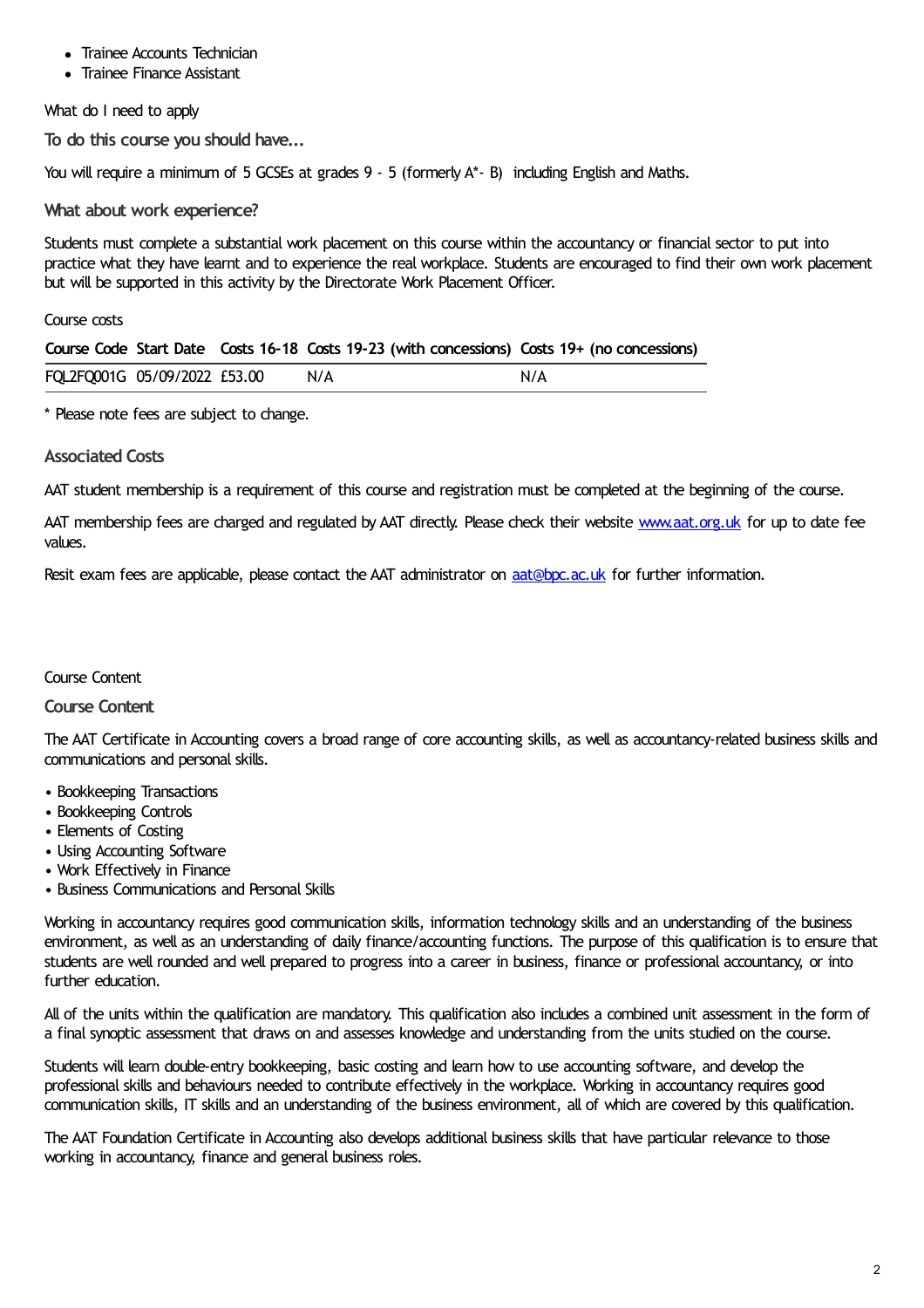- Trainee Accounts Technician
- Trainee Finance Assistant

What do I need to apply

### To do this course you should have...

You will require a minimum of 5 GCSEs at grades 9 - 5 (formerly A*- B) including English and Maths.

### What about work experience?

Students must complete a substantial work placement on this course within the accountancy or financial sector to put into practice what they have learnt and to experience the real workplace. Students are encouraged to find their own work placement but will be supported in this activity by the Directorate Work Placement Officer.

Course costs

| Course Code | Start Date | Costs 16-18 | Costs 19-23 (with concessions) | Costs 19+ (no concessions) |
|---|---|---|---|---|
| FQL2FQ001G | 05/09/2022 | £53.00 | N/A | N/A |

* Please note fees are subject to change.

### Associated Costs

AAT student membership is a requirement of this course and registration must be completed at the beginning of the course.

AAT membership fees are charged and regulated by AAT directly. Please check their website www.aat.org.uk for up to date fee values.

Resit exam fees are applicable, please contact the AAT administrator on aat@bpc.ac.uk for further information.

Course Content

### Course Content

The AAT Certificate in Accounting covers a broad range of core accounting skills, as well as accountancy-related business skills and communications and personal skills.

- Bookkeeping Transactions
- Bookkeeping Controls
- Elements of Costing
- Using Accounting Software
- Work Effectively in Finance
- Business Communications and Personal Skills

Working in accountancy requires good communication skills, information technology skills and an understanding of the business environment, as well as an understanding of daily finance/accounting functions. The purpose of this qualification is to ensure that students are well rounded and well prepared to progress into a career in business, finance or professional accountancy, or into further education.

All of the units within the qualification are mandatory. This qualification also includes a combined unit assessment in the form of a final synoptic assessment that draws on and assesses knowledge and understanding from the units studied on the course.

Students will learn double-entry bookkeeping, basic costing and learn how to use accounting software, and develop the professional skills and behaviours needed to contribute effectively in the workplace. Working in accountancy requires good communication skills, IT skills and an understanding of the business environment, all of which are covered by this qualification.

The AAT Foundation Certificate in Accounting also develops additional business skills that have particular relevance to those working in accountancy, finance and general business roles.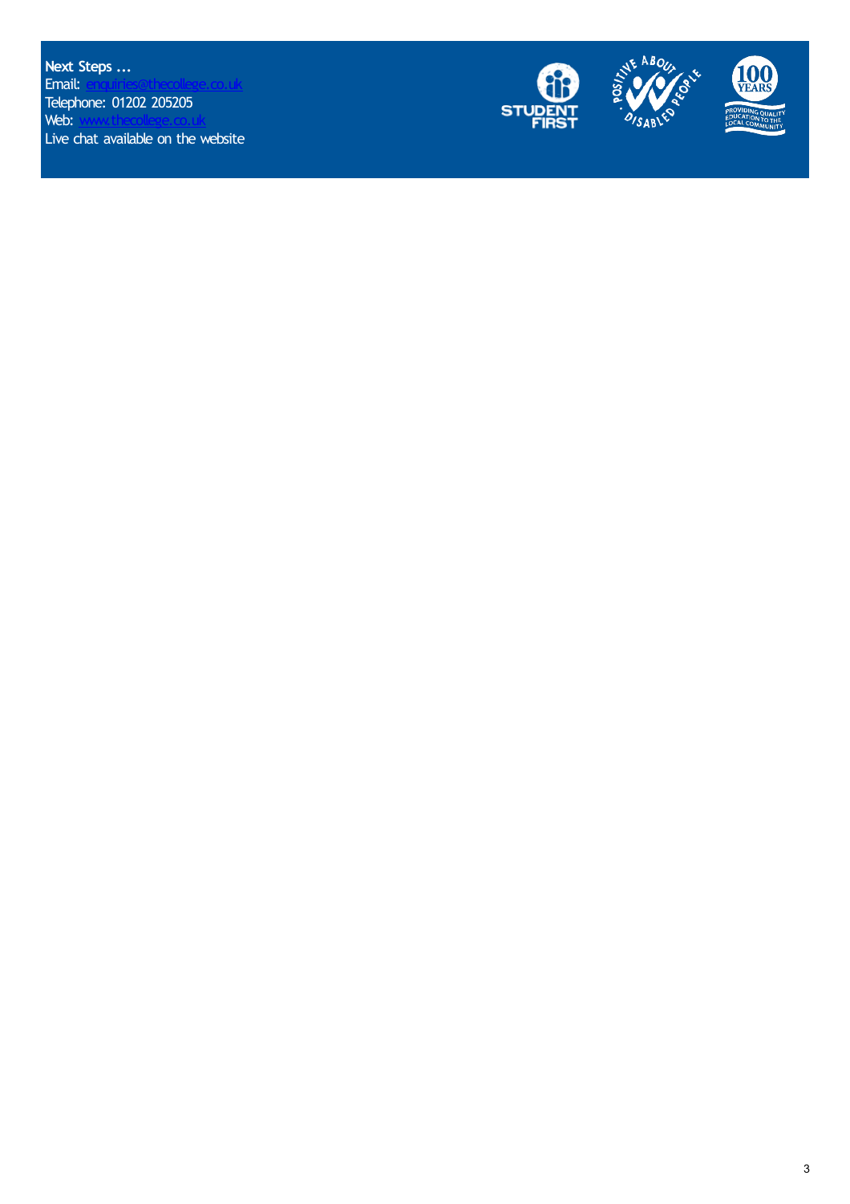**Next Steps ...**

Email: enquiries@thecollege.co.uk

Telephone: 01202 205205

Web: www.thecollege.co.uk

Live chat available on the website